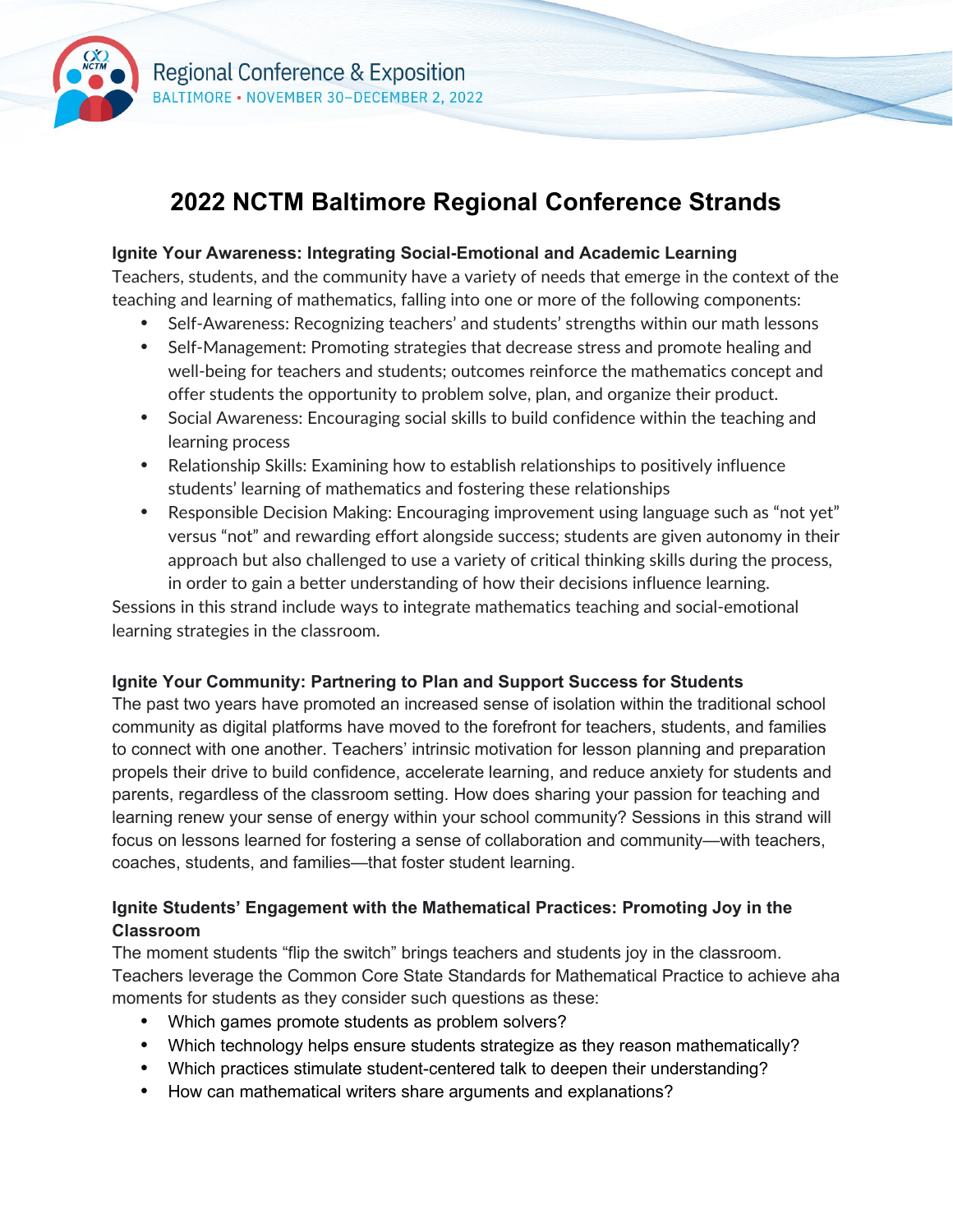Regional Conference & Exposition
BALTIMORE • NOVEMBER 30–DECEMBER 2, 2022

# 2022 NCTM Baltimore Regional Conference Strands

**Ignite Your Awareness: Integrating Social-Emotional and Academic Learning**

Teachers, students, and the community have a variety of needs that emerge in the context of the teaching and learning of mathematics, falling into one or more of the following components:

- Self-Awareness: Recognizing teachers' and students' strengths within our math lessons
- Self-Management: Promoting strategies that decrease stress and promote healing and well-being for teachers and students; outcomes reinforce the mathematics concept and offer students the opportunity to problem solve, plan, and organize their product.
- Social Awareness: Encouraging social skills to build confidence within the teaching and learning process
- Relationship Skills: Examining how to establish relationships to positively influence students' learning of mathematics and fostering these relationships
- Responsible Decision Making: Encouraging improvement using language such as "not yet" versus "not" and rewarding effort alongside success; students are given autonomy in their approach but also challenged to use a variety of critical thinking skills during the process, in order to gain a better understanding of how their decisions influence learning.

Sessions in this strand include ways to integrate mathematics teaching and social-emotional learning strategies in the classroom.

**Ignite Your Community: Partnering to Plan and Support Success for Students**

The past two years have promoted an increased sense of isolation within the traditional school community as digital platforms have moved to the forefront for teachers, students, and families to connect with one another. Teachers' intrinsic motivation for lesson planning and preparation propels their drive to build confidence, accelerate learning, and reduce anxiety for students and parents, regardless of the classroom setting. How does sharing your passion for teaching and learning renew your sense of energy within your school community? Sessions in this strand will focus on lessons learned for fostering a sense of collaboration and community—with teachers, coaches, students, and families—that foster student learning.

**Ignite Students' Engagement with the Mathematical Practices: Promoting Joy in the Classroom**

The moment students "flip the switch" brings teachers and students joy in the classroom. Teachers leverage the Common Core State Standards for Mathematical Practice to achieve aha moments for students as they consider such questions as these:

- Which games promote students as problem solvers?
- Which technology helps ensure students strategize as they reason mathematically?
- Which practices stimulate student-centered talk to deepen their understanding?
- How can mathematical writers share arguments and explanations?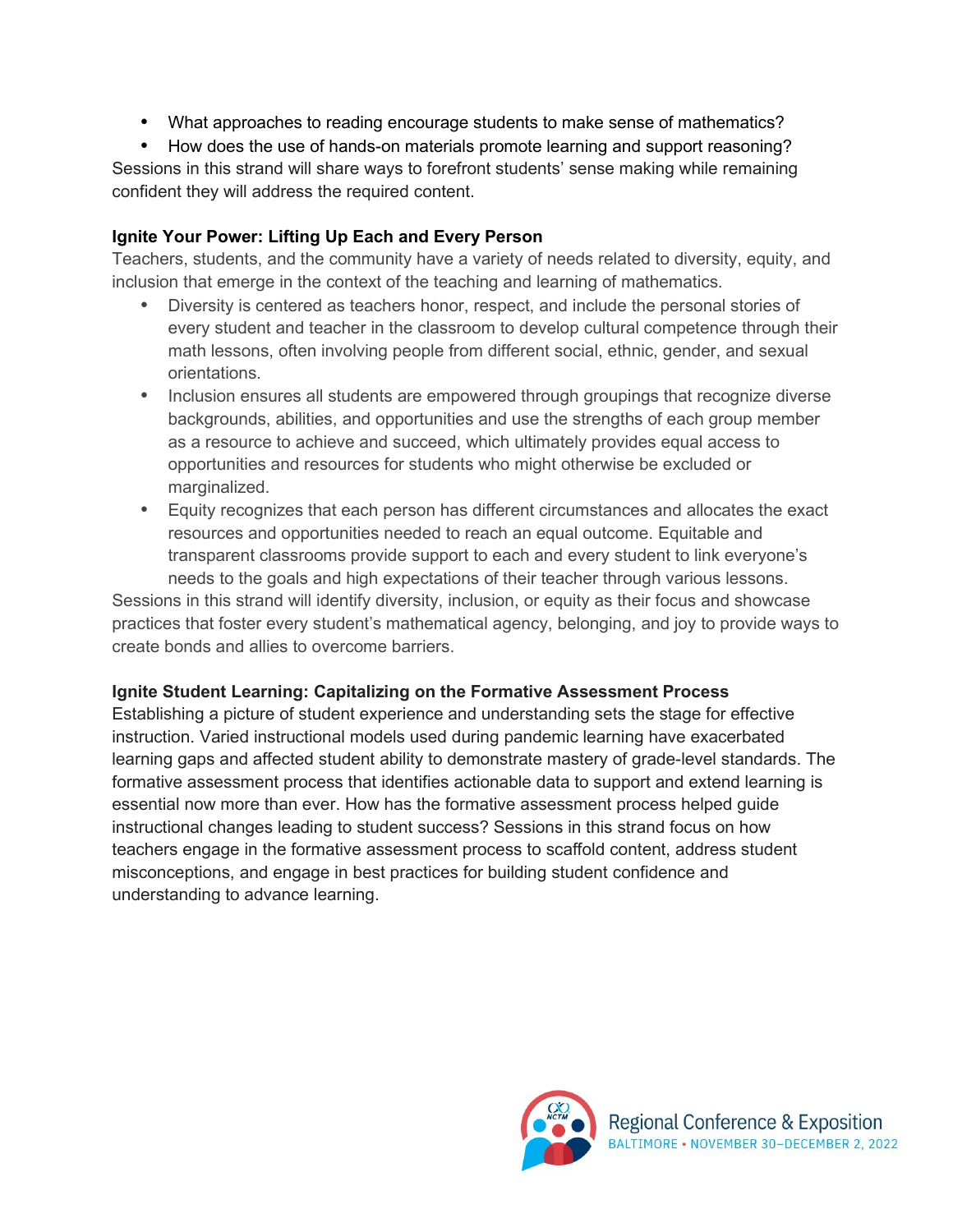- What approaches to reading encourage students to make sense of mathematics?
- How does the use of hands-on materials promote learning and support reasoning?

Sessions in this strand will share ways to forefront students' sense making while remaining confident they will address the required content.

**Ignite Your Power: Lifting Up Each and Every Person**

Teachers, students, and the community have a variety of needs related to diversity, equity, and inclusion that emerge in the context of the teaching and learning of mathematics.

- Diversity is centered as teachers honor, respect, and include the personal stories of every student and teacher in the classroom to develop cultural competence through their math lessons, often involving people from different social, ethnic, gender, and sexual orientations.
- Inclusion ensures all students are empowered through groupings that recognize diverse backgrounds, abilities, and opportunities and use the strengths of each group member as a resource to achieve and succeed, which ultimately provides equal access to opportunities and resources for students who might otherwise be excluded or marginalized.
- Equity recognizes that each person has different circumstances and allocates the exact resources and opportunities needed to reach an equal outcome. Equitable and transparent classrooms provide support to each and every student to link everyone's needs to the goals and high expectations of their teacher through various lessons.

Sessions in this strand will identify diversity, inclusion, or equity as their focus and showcase practices that foster every student's mathematical agency, belonging, and joy to provide ways to create bonds and allies to overcome barriers.

**Ignite Student Learning: Capitalizing on the Formative Assessment Process**

Establishing a picture of student experience and understanding sets the stage for effective instruction. Varied instructional models used during pandemic learning have exacerbated learning gaps and affected student ability to demonstrate mastery of grade-level standards. The formative assessment process that identifies actionable data to support and extend learning is essential now more than ever. How has the formative assessment process helped guide instructional changes leading to student success? Sessions in this strand focus on how teachers engage in the formative assessment process to scaffold content, address student misconceptions, and engage in best practices for building student confidence and understanding to advance learning.